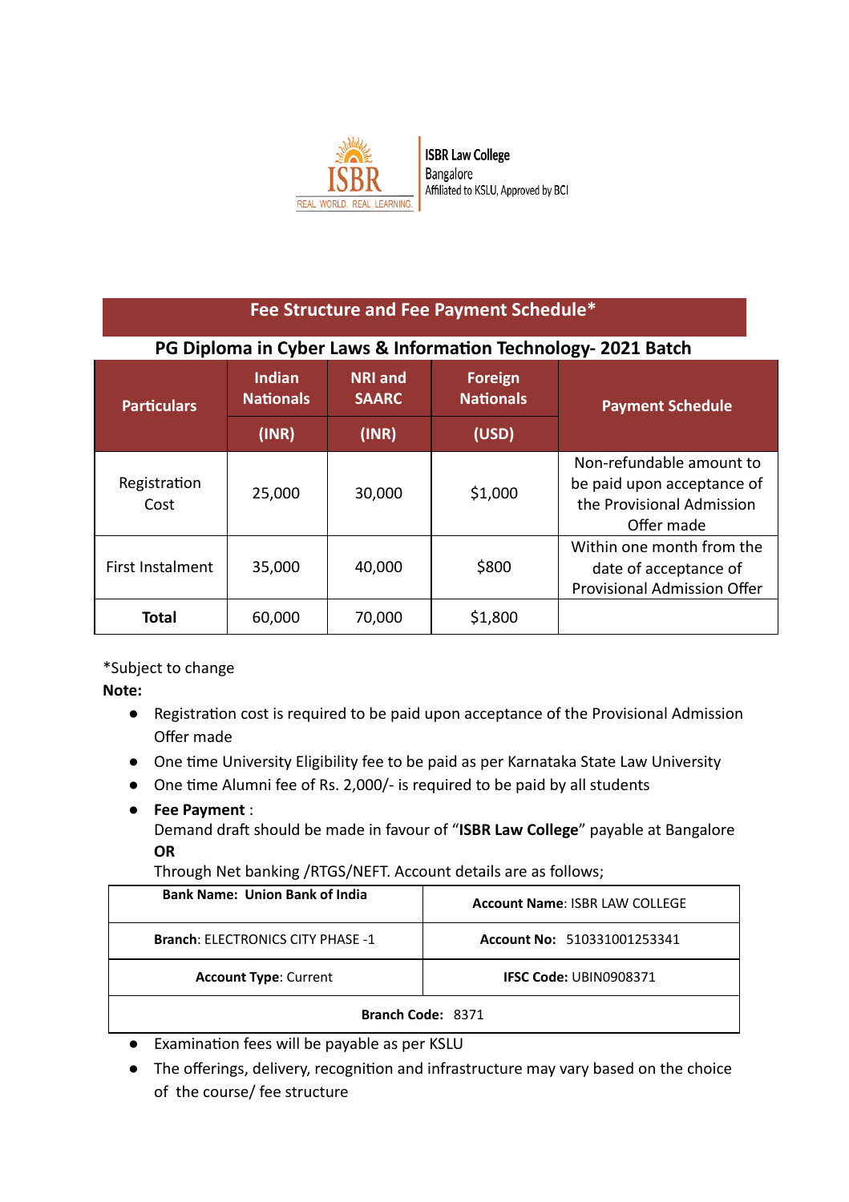ISBR Law College
Bangalore
Affiliated to KSLU, Approved by BCI

## Fee Structure and Fee Payment Schedule*

### PG Diploma in Cyber Laws & Information Technology- 2021 Batch

| Particulars | Indian Nationals (INR) | NRI and SAARC (INR) | Foreign Nationals (USD) | Payment Schedule |
|---|---|---|---|---|
| Registration Cost | 25,000 | 30,000 | $1,000 | Non-refundable amount to be paid upon acceptance of the Provisional Admission Offer made |
| First Instalment | 35,000 | 40,000 | $800 | Within one month from the date of acceptance of Provisional Admission Offer |
| **Total** | 60,000 | 70,000 | $1,800 | |

*Subject to change

**Note:**

- Registration cost is required to be paid upon acceptance of the Provisional Admission Offer made
- One time University Eligibility fee to be paid as per Karnataka State Law University
- One time Alumni fee of Rs. 2,000/- is required to be paid by all students
- **Fee Payment** :
  Demand draft should be made in favour of "**ISBR Law College**" payable at Bangalore
  **OR**
  Through Net banking /RTGS/NEFT. Account details are as follows;

| **Bank Name: Union Bank of India** | **Account Name**: ISBR LAW COLLEGE |
|---|---|
| **Branch**: ELECTRONICS CITY PHASE -1 | **Account No**: 510331001253341 |
| **Account Type**: Current | **IFSC Code:** UBIN0908371 |
| **Branch Code**: 8371 | |

- Examination fees will be payable as per KSLU
- The offerings, delivery, recognition and infrastructure may vary based on the choice of the course/ fee structure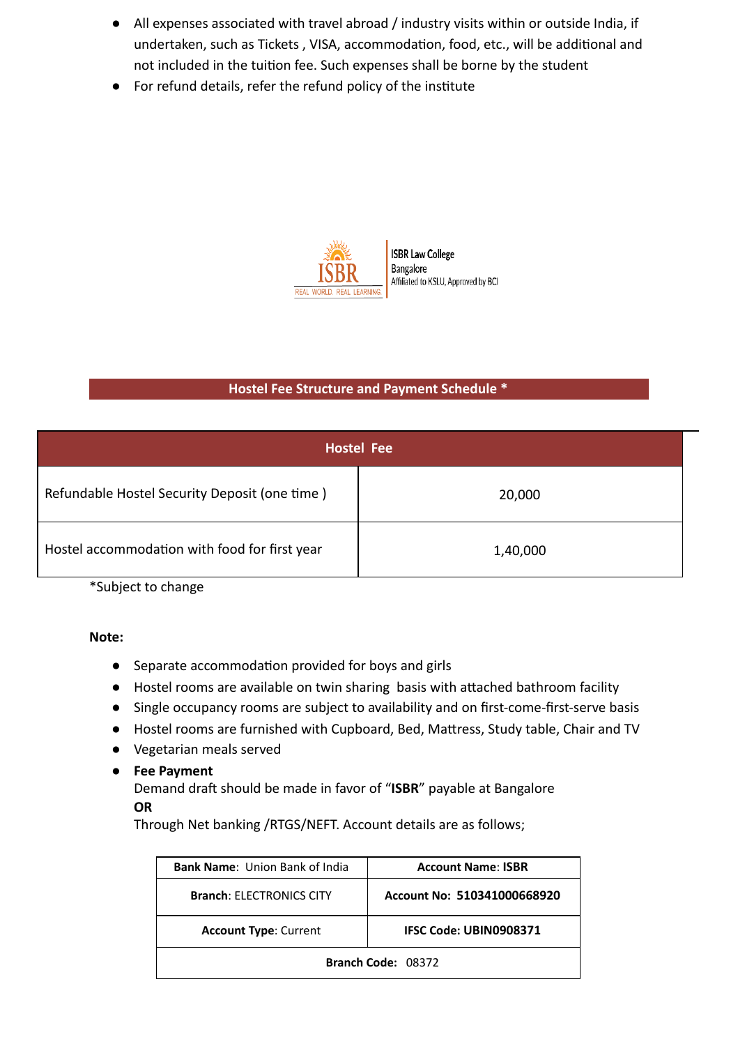- All expenses associated with travel abroad / industry visits within or outside India, if undertaken, such as Tickets , VISA, accommodation, food, etc., will be additional and not included in the tuition fee. Such expenses shall be borne by the student
- For refund details, refer the refund policy of the institute

ISBR
REAL WORLD. REAL LEARNING.

ISBR Law College
Bangalore
Affiliated to KSLU, Approved by BCI

## Hostel Fee Structure and Payment Schedule *

| Hostel Fee | |
|---|---|
| Refundable Hostel Security Deposit (one time ) | 20,000 |
| Hostel accommodation with food for first year | 1,40,000 |

*Subject to change

**Note:**

- Separate accommodation provided for boys and girls
- Hostel rooms are available on twin sharing basis with attached bathroom facility
- Single occupancy rooms are subject to availability and on first-come-first-serve basis
- Hostel rooms are furnished with Cupboard, Bed, Mattress, Study table, Chair and TV
- Vegetarian meals served
- **Fee Payment**
  Demand draft should be made in favor of "**ISBR**" payable at Bangalore
  **OR**
  Through Net banking /RTGS/NEFT. Account details are as follows;

| | |
|---|---|
| **Bank Name**: Union Bank of India | **Account Name**: **ISBR** |
| **Branch**: ELECTRONICS CITY | **Account No: 510341000668920** |
| **Account Type**: Current | **IFSC Code: UBIN0908371** |
| **Branch Code:** 08372 | |